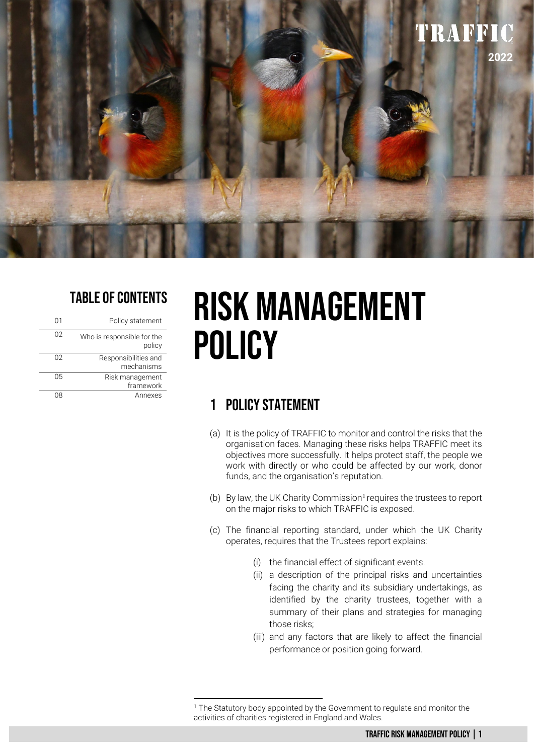TRAFFIC

2022

## TABLE OF CONTENTS

| | |
|---|---|
| 01 | Policy statement |
| 02 | Who is responsible for the policy |
| 02 | Responsibilities and mechanisms |
| 05 | Risk management framework |
| 08 | Annexes |

# RISK MANAGEMENT POLICY

## 1 POLICY STATEMENT

(a) It is the policy of TRAFFIC to monitor and control the risks that the organisation faces. Managing these risks helps TRAFFIC meet its objectives more successfully. It helps protect staff, the people we work with directly or who could be affected by our work, donor funds, and the organisation's reputation.

(b) By law, the UK Charity Commission[1] requires the trustees to report on the major risks to which TRAFFIC is exposed.

(c) The financial reporting standard, under which the UK Charity operates, requires that the Trustees report explains:

- (i) the financial effect of significant events.
- (ii) a description of the principal risks and uncertainties facing the charity and its subsidiary undertakings, as identified by the charity trustees, together with a summary of their plans and strategies for managing those risks;
- (iii) and any factors that are likely to affect the financial performance or position going forward.

[1] The Statutory body appointed by the Government to regulate and monitor the activities of charities registered in England and Wales.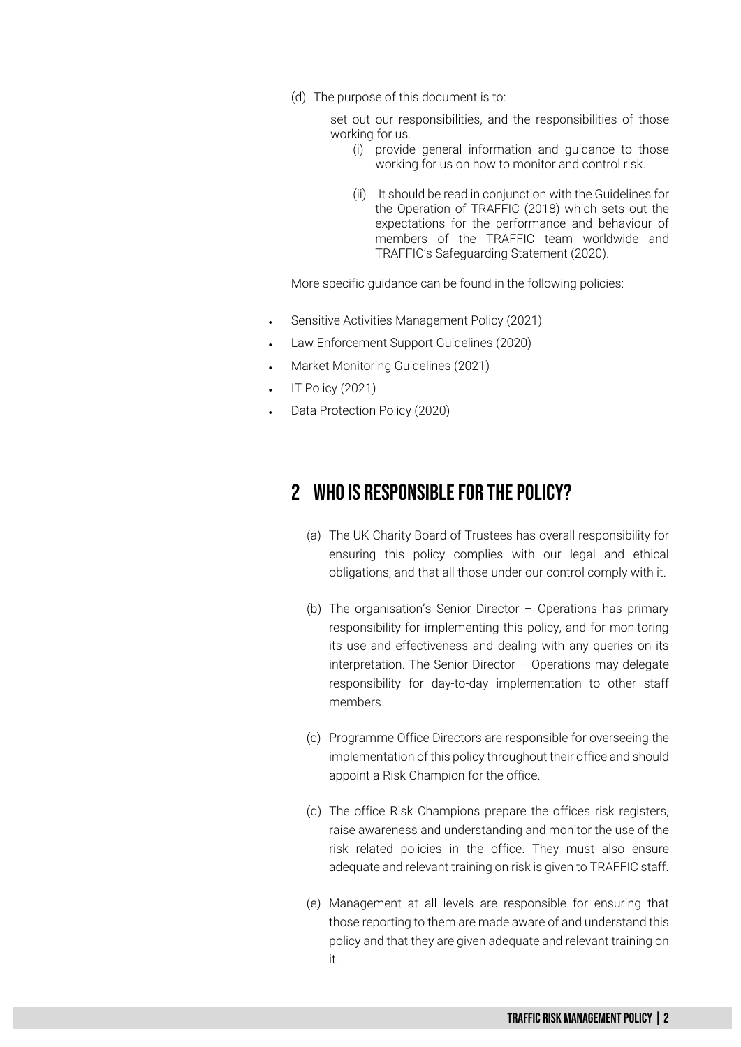(d) The purpose of this document is to:

set out our responsibilities, and the responsibilities of those working for us.

(i) provide general information and guidance to those working for us on how to monitor and control risk.

(ii) It should be read in conjunction with the Guidelines for the Operation of TRAFFIC (2018) which sets out the expectations for the performance and behaviour of members of the TRAFFIC team worldwide and TRAFFIC's Safeguarding Statement (2020).

More specific guidance can be found in the following policies:

- Sensitive Activities Management Policy (2021)
- Law Enforcement Support Guidelines (2020)
- Market Monitoring Guidelines (2021)
- IT Policy (2021)
- Data Protection Policy (2020)

## 2 WHO IS RESPONSIBLE FOR THE POLICY?

(a) The UK Charity Board of Trustees has overall responsibility for ensuring this policy complies with our legal and ethical obligations, and that all those under our control comply with it.

(b) The organisation's Senior Director – Operations has primary responsibility for implementing this policy, and for monitoring its use and effectiveness and dealing with any queries on its interpretation. The Senior Director – Operations may delegate responsibility for day-to-day implementation to other staff members.

(c) Programme Office Directors are responsible for overseeing the implementation of this policy throughout their office and should appoint a Risk Champion for the office.

(d) The office Risk Champions prepare the offices risk registers, raise awareness and understanding and monitor the use of the risk related policies in the office. They must also ensure adequate and relevant training on risk is given to TRAFFIC staff.

(e) Management at all levels are responsible for ensuring that those reporting to them are made aware of and understand this policy and that they are given adequate and relevant training on it.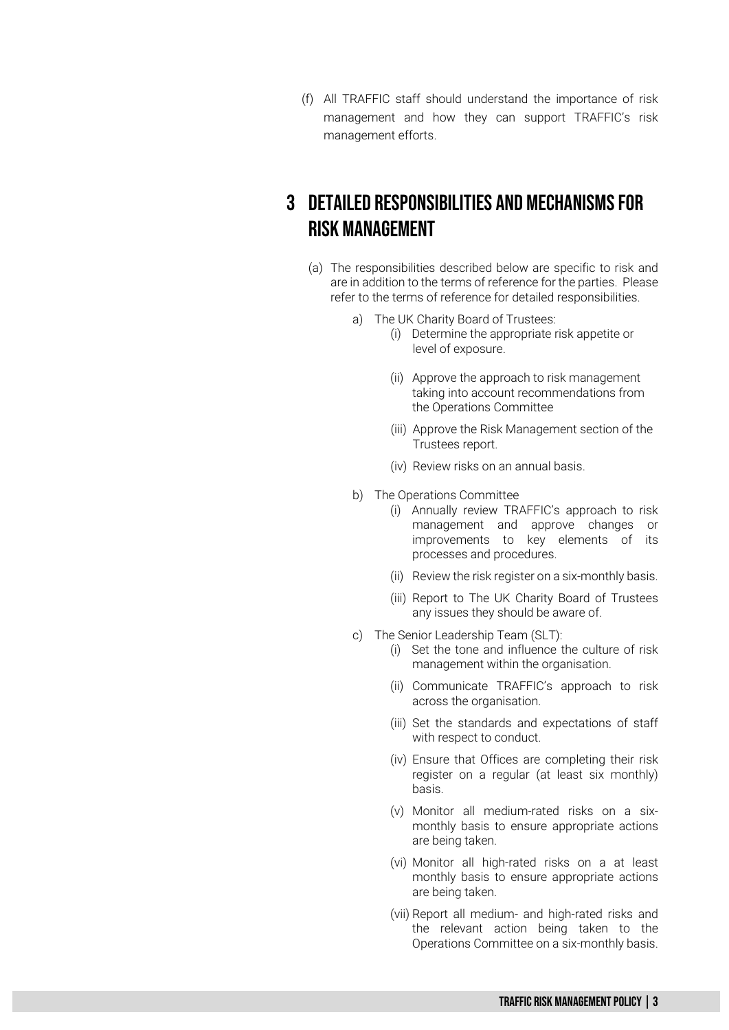(f) All TRAFFIC staff should understand the importance of risk management and how they can support TRAFFIC's risk management efforts.

# 3 DETAILED RESPONSIBILITIES AND MECHANISMS FOR RISK MANAGEMENT

(a) The responsibilities described below are specific to risk and are in addition to the terms of reference for the parties. Please refer to the terms of reference for detailed responsibilities.

a) The UK Charity Board of Trustees:

(i) Determine the appropriate risk appetite or level of exposure.

(ii) Approve the approach to risk management taking into account recommendations from the Operations Committee

(iii) Approve the Risk Management section of the Trustees report.

(iv) Review risks on an annual basis.

b) The Operations Committee

(i) Annually review TRAFFIC's approach to risk management and approve changes or improvements to key elements of its processes and procedures.

(ii) Review the risk register on a six-monthly basis.

(iii) Report to The UK Charity Board of Trustees any issues they should be aware of.

c) The Senior Leadership Team (SLT):

(i) Set the tone and influence the culture of risk management within the organisation.

(ii) Communicate TRAFFIC's approach to risk across the organisation.

(iii) Set the standards and expectations of staff with respect to conduct.

(iv) Ensure that Offices are completing their risk register on a regular (at least six monthly) basis.

(v) Monitor all medium-rated risks on a six-monthly basis to ensure appropriate actions are being taken.

(vi) Monitor all high-rated risks on a at least monthly basis to ensure appropriate actions are being taken.

(vii) Report all medium- and high-rated risks and the relevant action being taken to the Operations Committee on a six-monthly basis.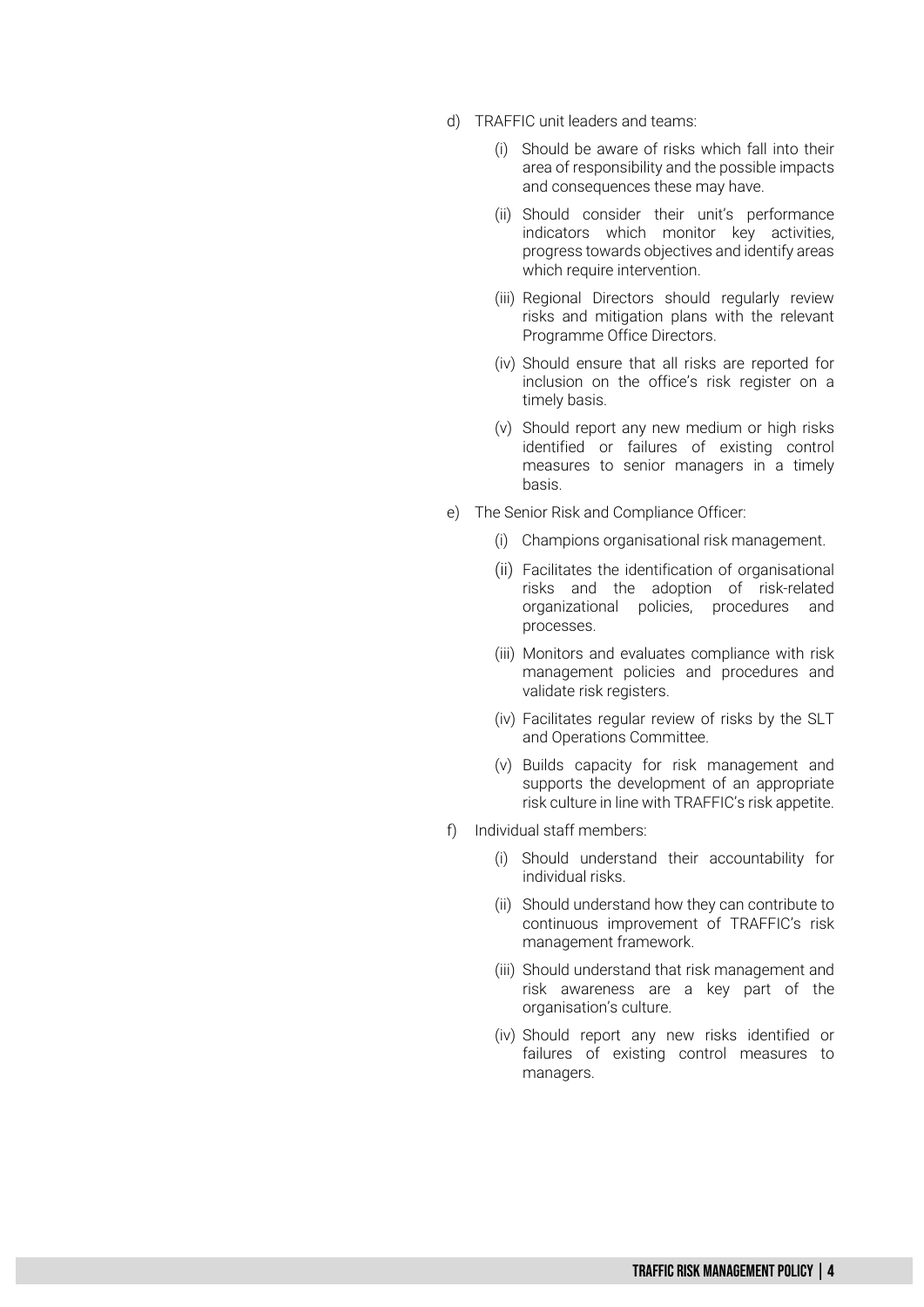d) TRAFFIC unit leaders and teams:

   (i) Should be aware of risks which fall into their area of responsibility and the possible impacts and consequences these may have.

   (ii) Should consider their unit's performance indicators which monitor key activities, progress towards objectives and identify areas which require intervention.

   (iii) Regional Directors should regularly review risks and mitigation plans with the relevant Programme Office Directors.

   (iv) Should ensure that all risks are reported for inclusion on the office's risk register on a timely basis.

   (v) Should report any new medium or high risks identified or failures of existing control measures to senior managers in a timely basis.

e) The Senior Risk and Compliance Officer:

   (i) Champions organisational risk management.

   (ii) Facilitates the identification of organisational risks and the adoption of risk-related organizational policies, procedures and processes.

   (iii) Monitors and evaluates compliance with risk management policies and procedures and validate risk registers.

   (iv) Facilitates regular review of risks by the SLT and Operations Committee.

   (v) Builds capacity for risk management and supports the development of an appropriate risk culture in line with TRAFFIC's risk appetite.

f) Individual staff members:

   (i) Should understand their accountability for individual risks.

   (ii) Should understand how they can contribute to continuous improvement of TRAFFIC's risk management framework.

   (iii) Should understand that risk management and risk awareness are a key part of the organisation's culture.

   (iv) Should report any new risks identified or failures of existing control measures to managers.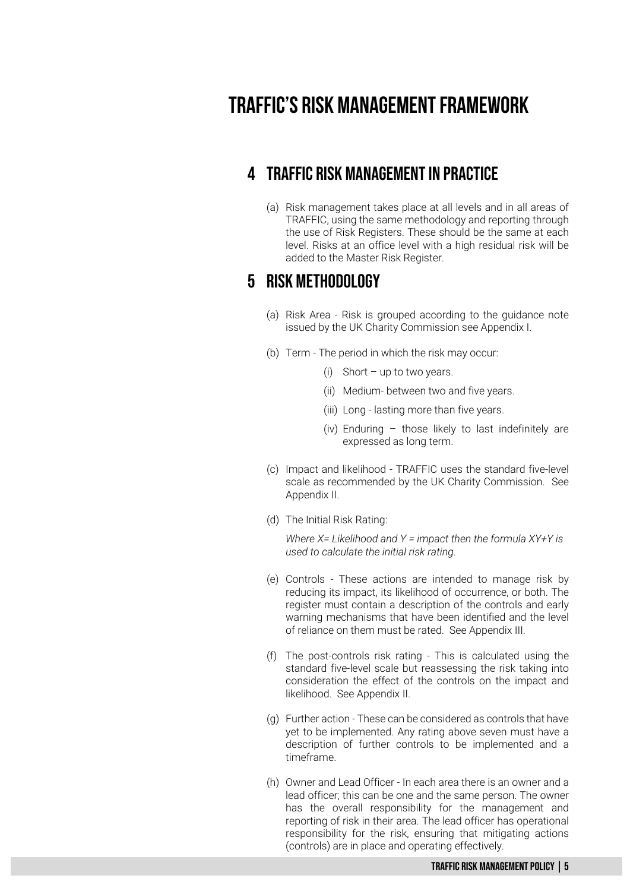# TRAFFIC'S RISK MANAGEMENT FRAMEWORK

## 4 TRAFFIC RISK MANAGEMENT IN PRACTICE

(a) Risk management takes place at all levels and in all areas of TRAFFIC, using the same methodology and reporting through the use of Risk Registers. These should be the same at each level. Risks at an office level with a high residual risk will be added to the Master Risk Register.

## 5 RISK METHODOLOGY

(a) Risk Area - Risk is grouped according to the guidance note issued by the UK Charity Commission see Appendix I.

(b) Term - The period in which the risk may occur:

- (i) Short – up to two years.
- (ii) Medium- between two and five years.
- (iii) Long - lasting more than five years.
- (iv) Enduring – those likely to last indefinitely are expressed as long term.

(c) Impact and likelihood - TRAFFIC uses the standard five-level scale as recommended by the UK Charity Commission. See Appendix II.

(d) The Initial Risk Rating:

*Where $X$= Likelihood and $Y$ = impact then the formula $XY+Y$ is used to calculate the initial risk rating.*

(e) Controls - These actions are intended to manage risk by reducing its impact, its likelihood of occurrence, or both. The register must contain a description of the controls and early warning mechanisms that have been identified and the level of reliance on them must be rated. See Appendix III.

(f) The post-controls risk rating - This is calculated using the standard five-level scale but reassessing the risk taking into consideration the effect of the controls on the impact and likelihood. See Appendix II.

(g) Further action - These can be considered as controls that have yet to be implemented. Any rating above seven must have a description of further controls to be implemented and a timeframe.

(h) Owner and Lead Officer - In each area there is an owner and a lead officer; this can be one and the same person. The owner has the overall responsibility for the management and reporting of risk in their area. The lead officer has operational responsibility for the risk, ensuring that mitigating actions (controls) are in place and operating effectively.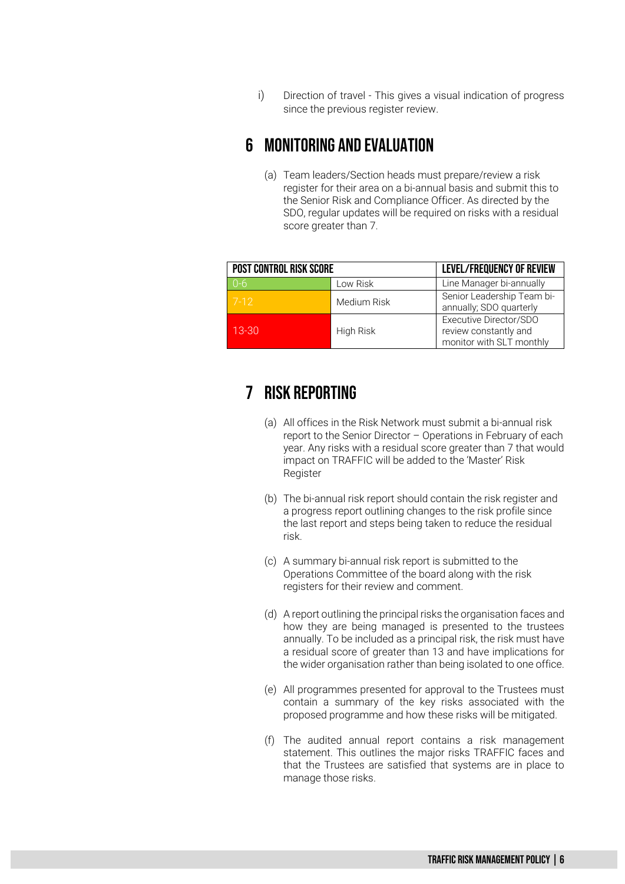i) Direction of travel - This gives a visual indication of progress since the previous register review.

# 6 MONITORING AND EVALUATION

(a) Team leaders/Section heads must prepare/review a risk register for their area on a bi-annual basis and submit this to the Senior Risk and Compliance Officer. As directed by the SDO, regular updates will be required on risks with a residual score greater than 7.

| POST CONTROL RISK SCORE | | LEVEL/FREQUENCY OF REVIEW |
|---|---|---|
| 0-6 | Low Risk | Line Manager bi-annually |
| 7-12 | Medium Risk | Senior Leadership Team bi-annually; SDO quarterly |
| 13-30 | High Risk | Executive Director/SDO review constantly and monitor with SLT monthly |

# 7 RISK REPORTING

(a) All offices in the Risk Network must submit a bi-annual risk report to the Senior Director – Operations in February of each year. Any risks with a residual score greater than 7 that would impact on TRAFFIC will be added to the 'Master' Risk Register

(b) The bi-annual risk report should contain the risk register and a progress report outlining changes to the risk profile since the last report and steps being taken to reduce the residual risk.

(c) A summary bi-annual risk report is submitted to the Operations Committee of the board along with the risk registers for their review and comment.

(d) A report outlining the principal risks the organisation faces and how they are being managed is presented to the trustees annually. To be included as a principal risk, the risk must have a residual score of greater than 13 and have implications for the wider organisation rather than being isolated to one office.

(e) All programmes presented for approval to the Trustees must contain a summary of the key risks associated with the proposed programme and how these risks will be mitigated.

(f) The audited annual report contains a risk management statement. This outlines the major risks TRAFFIC faces and that the Trustees are satisfied that systems are in place to manage those risks.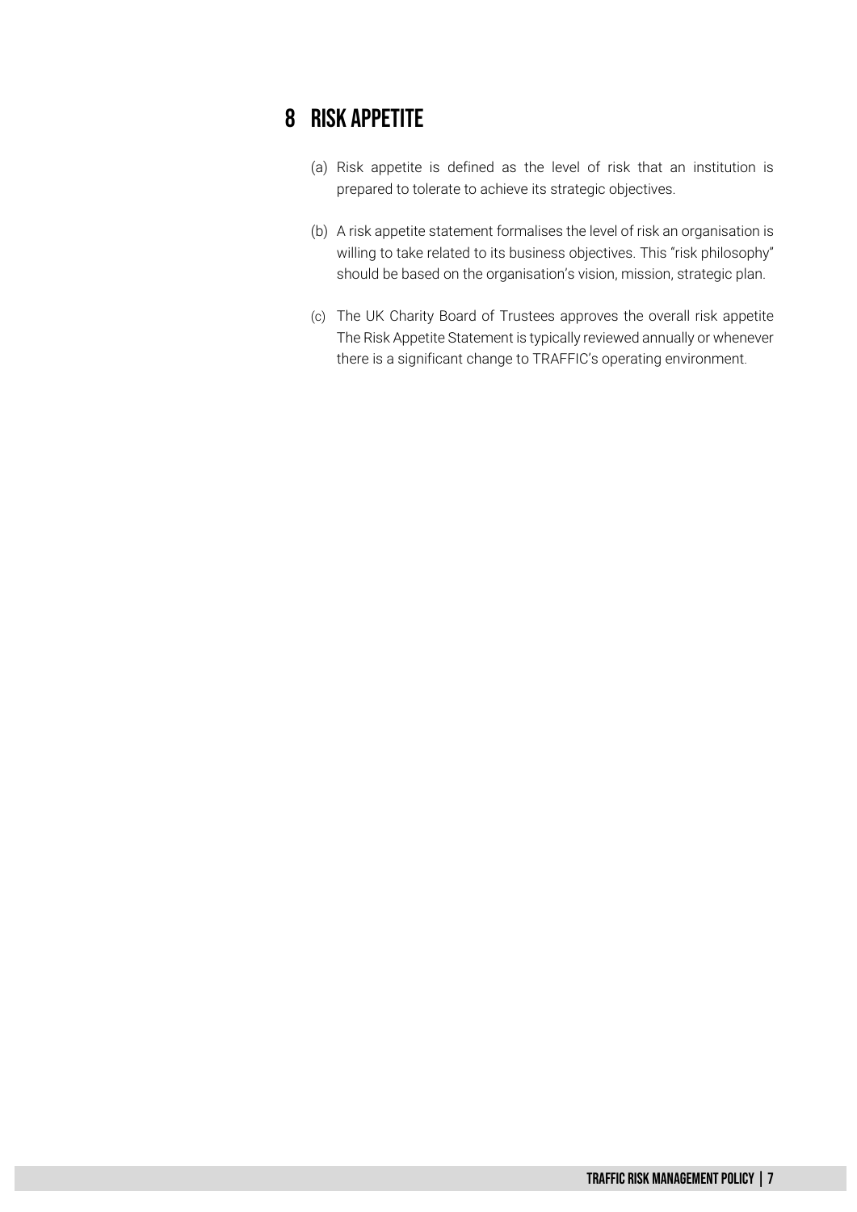# 8 RISK APPETITE

(a) Risk appetite is defined as the level of risk that an institution is prepared to tolerate to achieve its strategic objectives.

(b) A risk appetite statement formalises the level of risk an organisation is willing to take related to its business objectives. This "risk philosophy" should be based on the organisation's vision, mission, strategic plan.

(c) The UK Charity Board of Trustees approves the overall risk appetite The Risk Appetite Statement is typically reviewed annually or whenever there is a significant change to TRAFFIC's operating environment.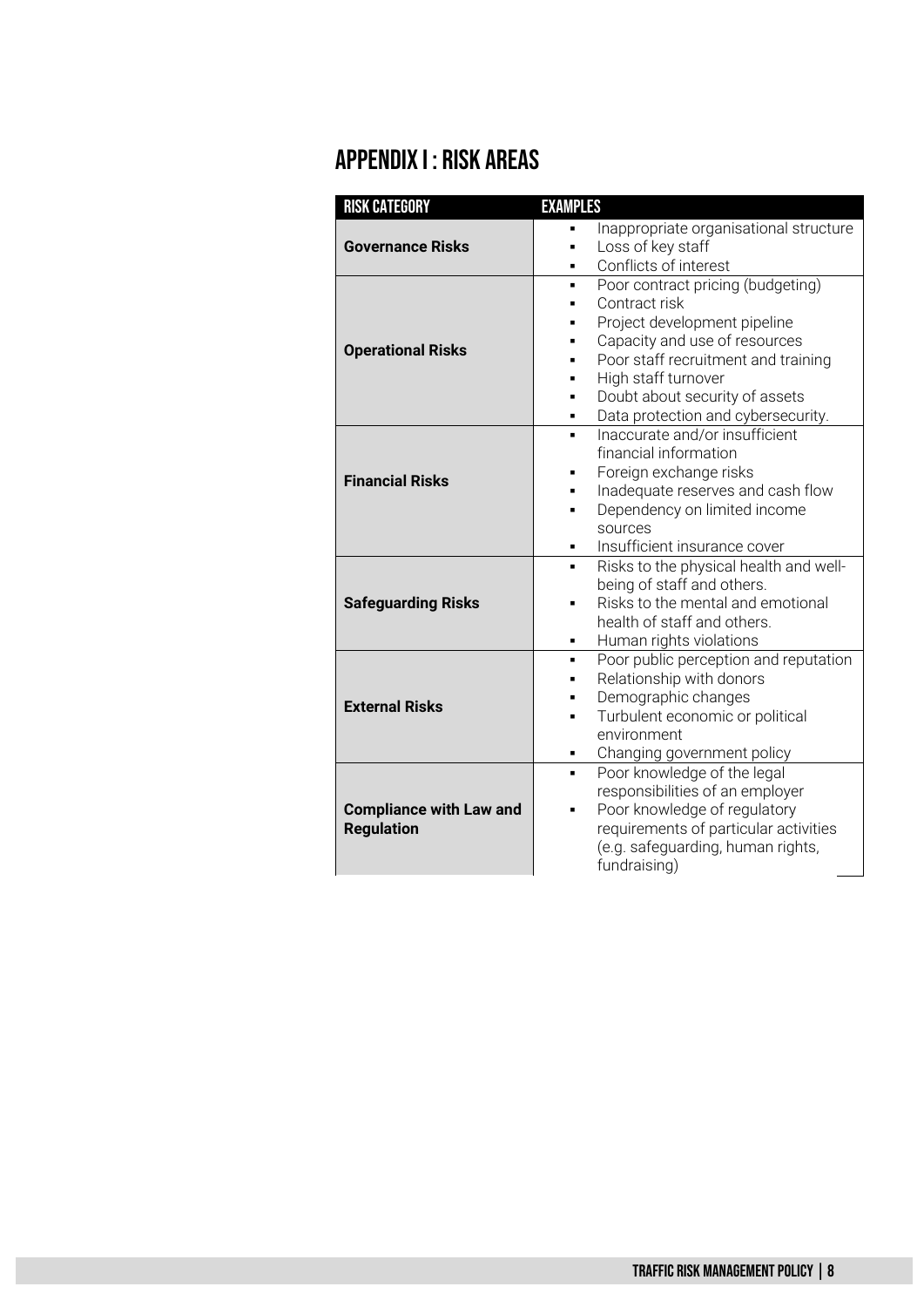# APPENDIX I : RISK AREAS

| RISK CATEGORY | EXAMPLES |
| --- | --- |
| **Governance Risks** | ▪ Inappropriate organisational structure<br>▪ Loss of key staff<br>▪ Conflicts of interest |
| **Operational Risks** | ▪ Poor contract pricing (budgeting)<br>▪ Contract risk<br>▪ Project development pipeline<br>▪ Capacity and use of resources<br>▪ Poor staff recruitment and training<br>▪ High staff turnover<br>▪ Doubt about security of assets<br>▪ Data protection and cybersecurity. |
| **Financial Risks** | ▪ Inaccurate and/or insufficient financial information<br>▪ Foreign exchange risks<br>▪ Inadequate reserves and cash flow<br>▪ Dependency on limited income sources<br>▪ Insufficient insurance cover |
| **Safeguarding Risks** | ▪ Risks to the physical health and well-being of staff and others.<br>▪ Risks to the mental and emotional health of staff and others.<br>▪ Human rights violations |
| **External Risks** | ▪ Poor public perception and reputation<br>▪ Relationship with donors<br>▪ Demographic changes<br>▪ Turbulent economic or political environment<br>▪ Changing government policy |
| **Compliance with Law and Regulation** | ▪ Poor knowledge of the legal responsibilities of an employer<br>▪ Poor knowledge of regulatory requirements of particular activities (e.g. safeguarding, human rights, fundraising) |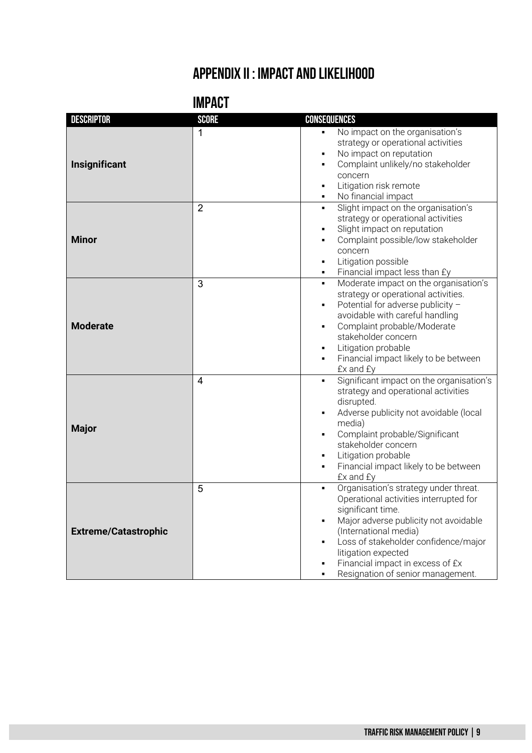# APPENDIX II : IMPACT AND LIKELIHOOD

## IMPACT

| DESCRIPTOR | SCORE | CONSEQUENCES |
|---|---|---|
| **Insignificant** | 1 | ▪ No impact on the organisation's strategy or operational activities<br>▪ No impact on reputation<br>▪ Complaint unlikely/no stakeholder concern<br>▪ Litigation risk remote<br>▪ No financial impact |
| **Minor** | 2 | ▪ Slight impact on the organisation's strategy or operational activities<br>▪ Slight impact on reputation<br>▪ Complaint possible/low stakeholder concern<br>▪ Litigation possible<br>▪ Financial impact less than £y |
| **Moderate** | 3 | ▪ Moderate impact on the organisation's strategy or operational activities.<br>▪ Potential for adverse publicity – avoidable with careful handling<br>▪ Complaint probable/Moderate stakeholder concern<br>▪ Litigation probable<br>▪ Financial impact likely to be between £x and £y |
| **Major** | 4 | ▪ Significant impact on the organisation's strategy and operational activities disrupted.<br>▪ Adverse publicity not avoidable (local media)<br>▪ Complaint probable/Significant stakeholder concern<br>▪ Litigation probable<br>▪ Financial impact likely to be between £x and £y |
| **Extreme/Catastrophic** | 5 | ▪ Organisation's strategy under threat. Operational activities interrupted for significant time.<br>▪ Major adverse publicity not avoidable (International media)<br>▪ Loss of stakeholder confidence/major litigation expected<br>▪ Financial impact in excess of £x<br>▪ Resignation of senior management. |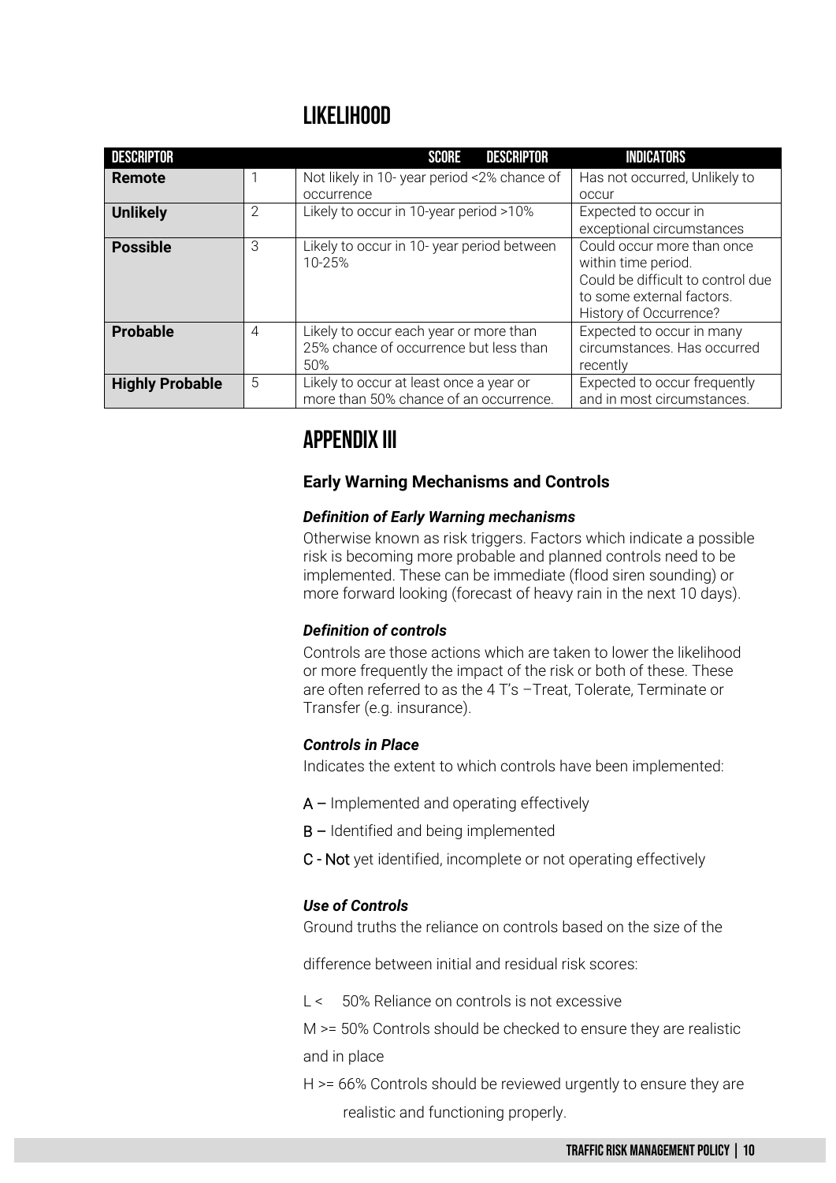## LIKELIHOOD

| DESCRIPTOR | SCORE | DESCRIPTOR | INDICATORS |
|---|---|---|---|
| **Remote** | 1 | Not likely in 10- year period <2% chance of occurrence | Has not occurred, Unlikely to occur |
| **Unlikely** | 2 | Likely to occur in 10-year period >10% | Expected to occur in exceptional circumstances |
| **Possible** | 3 | Likely to occur in 10- year period between 10-25% | Could occur more than once within time period. Could be difficult to control due to some external factors. History of Occurrence? |
| **Probable** | 4 | Likely to occur each year or more than 25% chance of occurrence but less than 50% | Expected to occur in many circumstances. Has occurred recently |
| **Highly Probable** | 5 | Likely to occur at least once a year or more than 50% chance of an occurrence. | Expected to occur frequently and in most circumstances. |

## APPENDIX III

### Early Warning Mechanisms and Controls

***Definition of Early Warning mechanisms***

Otherwise known as risk triggers. Factors which indicate a possible risk is becoming more probable and planned controls need to be implemented. These can be immediate (flood siren sounding) or more forward looking (forecast of heavy rain in the next 10 days).

***Definition of controls***

Controls are those actions which are taken to lower the likelihood or more frequently the impact of the risk or both of these. These are often referred to as the 4 T's –Treat, Tolerate, Terminate or Transfer (e.g. insurance).

***Controls in Place***

Indicates the extent to which controls have been implemented:

A – Implemented and operating effectively

B – Identified and being implemented

C - Not yet identified, incomplete or not operating effectively

***Use of Controls***

Ground truths the reliance on controls based on the size of the difference between initial and residual risk scores:

L < 50% Reliance on controls is not excessive

M >= 50% Controls should be checked to ensure they are realistic and in place

H >= 66% Controls should be reviewed urgently to ensure they are realistic and functioning properly.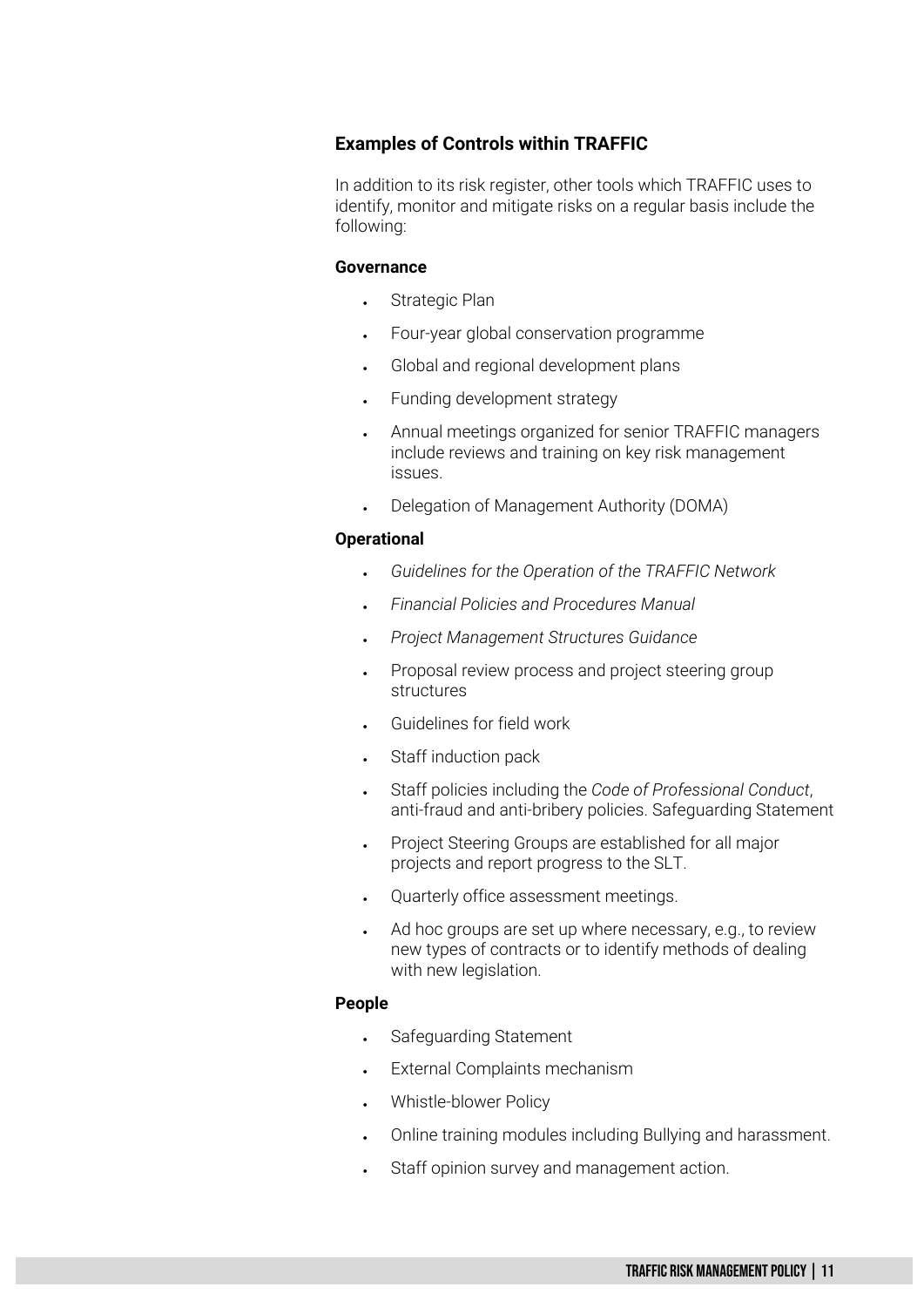### Examples of Controls within TRAFFIC

In addition to its risk register, other tools which TRAFFIC uses to identify, monitor and mitigate risks on a regular basis include the following:

**Governance**

- Strategic Plan
- Four-year global conservation programme
- Global and regional development plans
- Funding development strategy
- Annual meetings organized for senior TRAFFIC managers include reviews and training on key risk management issues.
- Delegation of Management Authority (DOMA)

**Operational**

- *Guidelines for the Operation of the TRAFFIC Network*
- *Financial Policies and Procedures Manual*
- *Project Management Structures Guidance*
- Proposal review process and project steering group structures
- Guidelines for field work
- Staff induction pack
- Staff policies including the *Code of Professional Conduct*, anti-fraud and anti-bribery policies. Safeguarding Statement
- Project Steering Groups are established for all major projects and report progress to the SLT.
- Quarterly office assessment meetings.
- Ad hoc groups are set up where necessary, e.g., to review new types of contracts or to identify methods of dealing with new legislation.

**People**

- Safeguarding Statement
- External Complaints mechanism
- Whistle-blower Policy
- Online training modules including Bullying and harassment.
- Staff opinion survey and management action.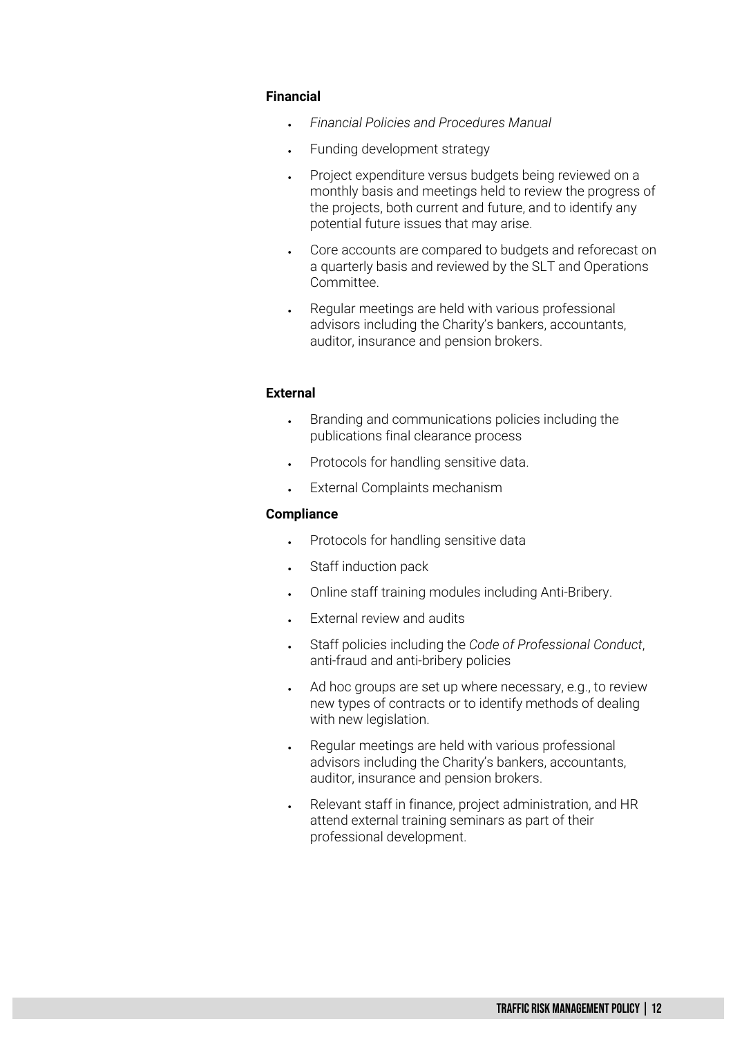**Financial**

- *Financial Policies and Procedures Manual*
- Funding development strategy
- Project expenditure versus budgets being reviewed on a monthly basis and meetings held to review the progress of the projects, both current and future, and to identify any potential future issues that may arise.
- Core accounts are compared to budgets and reforecast on a quarterly basis and reviewed by the SLT and Operations Committee.
- Regular meetings are held with various professional advisors including the Charity's bankers, accountants, auditor, insurance and pension brokers.

**External**

- Branding and communications policies including the publications final clearance process
- Protocols for handling sensitive data.
- External Complaints mechanism

**Compliance**

- Protocols for handling sensitive data
- Staff induction pack
- Online staff training modules including Anti-Bribery.
- External review and audits
- Staff policies including the *Code of Professional Conduct*, anti-fraud and anti-bribery policies
- Ad hoc groups are set up where necessary, e.g., to review new types of contracts or to identify methods of dealing with new legislation.
- Regular meetings are held with various professional advisors including the Charity's bankers, accountants, auditor, insurance and pension brokers.
- Relevant staff in finance, project administration, and HR attend external training seminars as part of their professional development.